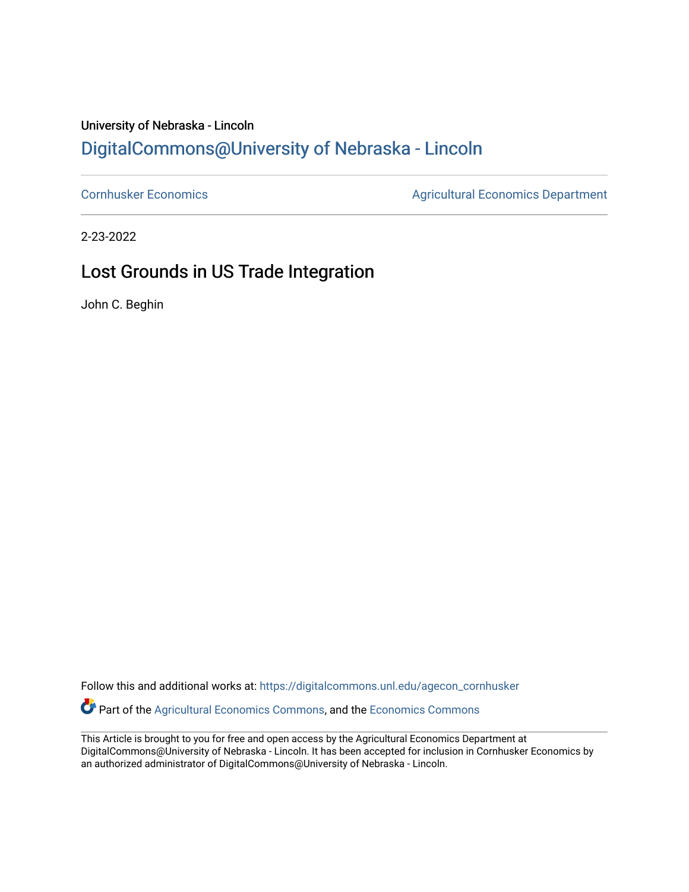University of Nebraska - Lincoln

DigitalCommons@University of Nebraska - Lincoln

Cornhusker Economics

Agricultural Economics Department

2-23-2022

# Lost Grounds in US Trade Integration

John C. Beghin

Follow this and additional works at: https://digitalcommons.unl.edu/agecon_cornhusker

Part of the Agricultural Economics Commons, and the Economics Commons

This Article is brought to you for free and open access by the Agricultural Economics Department at DigitalCommons@University of Nebraska - Lincoln. It has been accepted for inclusion in Cornhusker Economics by an authorized administrator of DigitalCommons@University of Nebraska - Lincoln.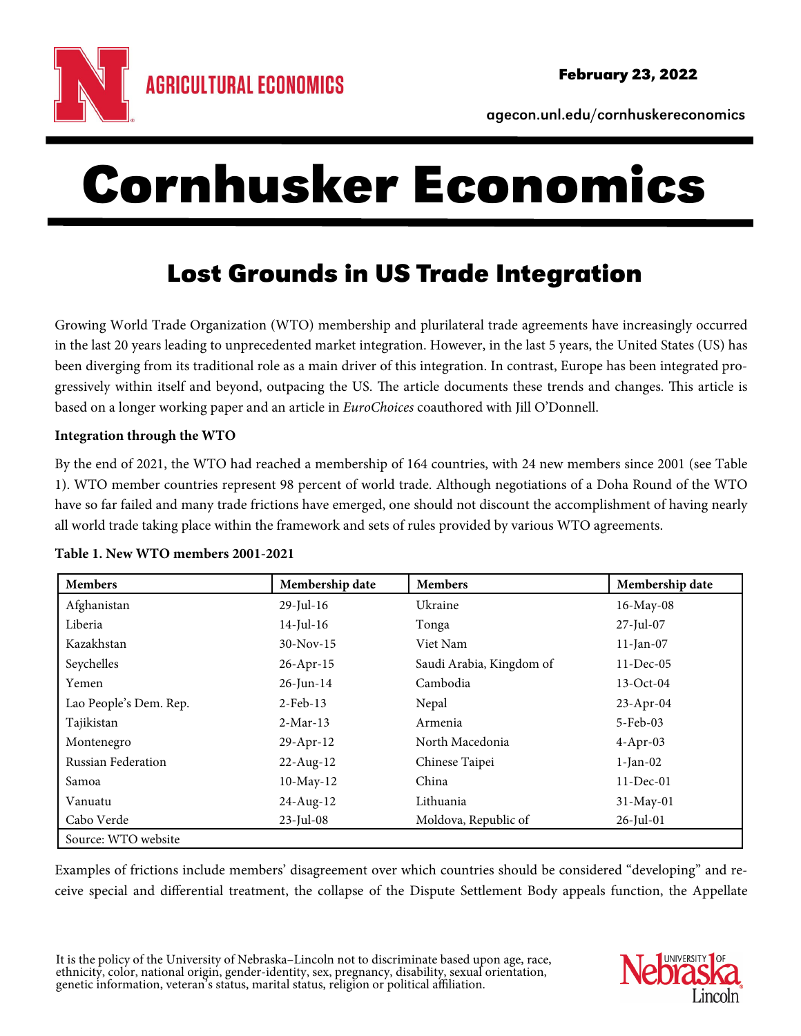# Cornhusker Economics

## Lost Grounds in US Trade Integration

Growing World Trade Organization (WTO) membership and plurilateral trade agreements have increasingly occurred in the last 20 years leading to unprecedented market integration. However, in the last 5 years, the United States (US) has been diverging from its traditional role as a main driver of this integration. In contrast, Europe has been integrated progressively within itself and beyond, outpacing the US. The article documents these trends and changes. This article is based on a longer working paper and an article in *EuroChoices* coauthored with Jill O'Donnell.

**Integration through the WTO**

By the end of 2021, the WTO had reached a membership of 164 countries, with 24 new members since 2001 (see Table 1). WTO member countries represent 98 percent of world trade. Although negotiations of a Doha Round of the WTO have so far failed and many trade frictions have emerged, one should not discount the accomplishment of having nearly all world trade taking place within the framework and sets of rules provided by various WTO agreements.

**Table 1. New WTO members 2001-2021**

| Members | Membership date | Members | Membership date |
|---|---|---|---|
| Afghanistan | 29-Jul-16 | Ukraine | 16-May-08 |
| Liberia | 14-Jul-16 | Tonga | 27-Jul-07 |
| Kazakhstan | 30-Nov-15 | Viet Nam | 11-Jan-07 |
| Seychelles | 26-Apr-15 | Saudi Arabia, Kingdom of | 11-Dec-05 |
| Yemen | 26-Jun-14 | Cambodia | 13-Oct-04 |
| Lao People's Dem. Rep. | 2-Feb-13 | Nepal | 23-Apr-04 |
| Tajikistan | 2-Mar-13 | Armenia | 5-Feb-03 |
| Montenegro | 29-Apr-12 | North Macedonia | 4-Apr-03 |
| Russian Federation | 22-Aug-12 | Chinese Taipei | 1-Jan-02 |
| Samoa | 10-May-12 | China | 11-Dec-01 |
| Vanuatu | 24-Aug-12 | Lithuania | 31-May-01 |
| Cabo Verde | 23-Jul-08 | Moldova, Republic of | 26-Jul-01 |

Source: WTO website

Examples of frictions include members' disagreement over which countries should be considered "developing" and receive special and differential treatment, the collapse of the Dispute Settlement Body appeals function, the Appellate

It is the policy of the University of Nebraska–Lincoln not to discriminate based upon age, race, ethnicity, color, national origin, gender-identity, sex, pregnancy, disability, sexual orientation, genetic information, veteran's status, marital status, religion or political affiliation.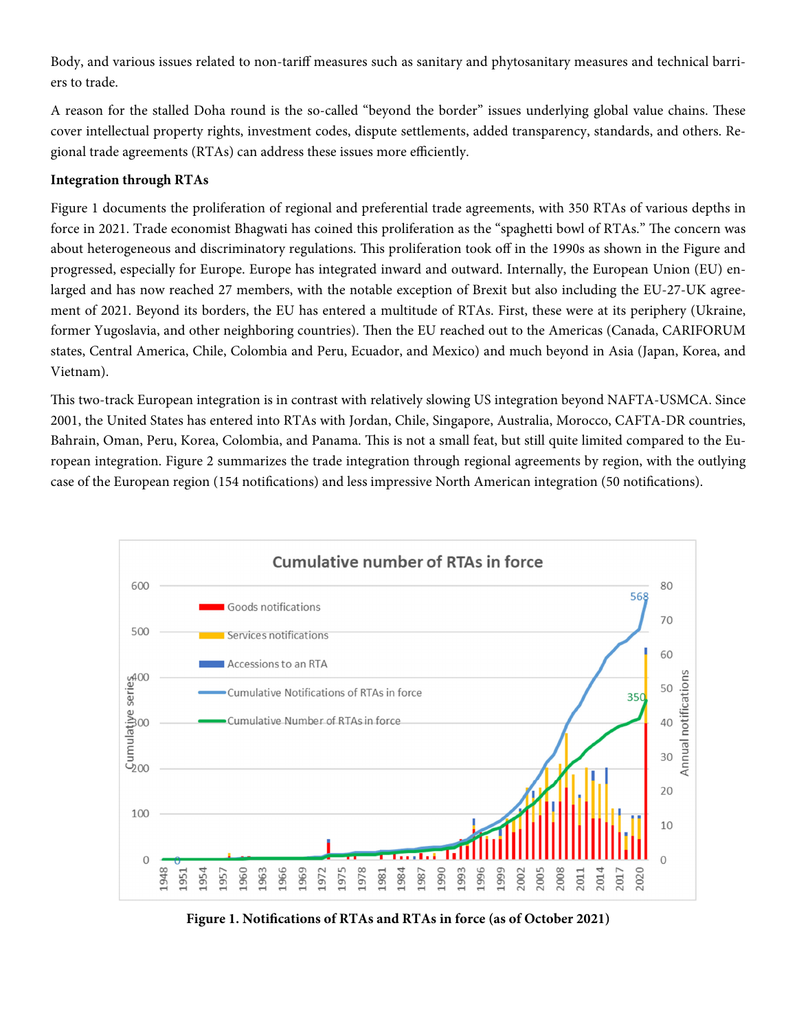Body, and various issues related to non-tariff measures such as sanitary and phytosanitary measures and technical barriers to trade.

A reason for the stalled Doha round is the so-called "beyond the border" issues underlying global value chains. These cover intellectual property rights, investment codes, dispute settlements, added transparency, standards, and others. Regional trade agreements (RTAs) can address these issues more efficiently.

**Integration through RTAs**

Figure 1 documents the proliferation of regional and preferential trade agreements, with 350 RTAs of various depths in force in 2021. Trade economist Bhagwati has coined this proliferation as the "spaghetti bowl of RTAs." The concern was about heterogeneous and discriminatory regulations. This proliferation took off in the 1990s as shown in the Figure and progressed, especially for Europe. Europe has integrated inward and outward. Internally, the European Union (EU) enlarged and has now reached 27 members, with the notable exception of Brexit but also including the EU-27-UK agreement of 2021. Beyond its borders, the EU has entered a multitude of RTAs. First, these were at its periphery (Ukraine, former Yugoslavia, and other neighboring countries). Then the EU reached out to the Americas (Canada, CARIFORUM states, Central America, Chile, Colombia and Peru, Ecuador, and Mexico) and much beyond in Asia (Japan, Korea, and Vietnam).

This two-track European integration is in contrast with relatively slowing US integration beyond NAFTA-USMCA. Since 2001, the United States has entered into RTAs with Jordan, Chile, Singapore, Australia, Morocco, CAFTA-DR countries, Bahrain, Oman, Peru, Korea, Colombia, and Panama. This is not a small feat, but still quite limited compared to the European integration. Figure 2 summarizes the trade integration through regional agreements by region, with the outlying case of the European region (154 notifications) and less impressive North American integration (50 notifications).

**Figure 1. Notifications of RTAs and RTAs in force (as of October 2021)**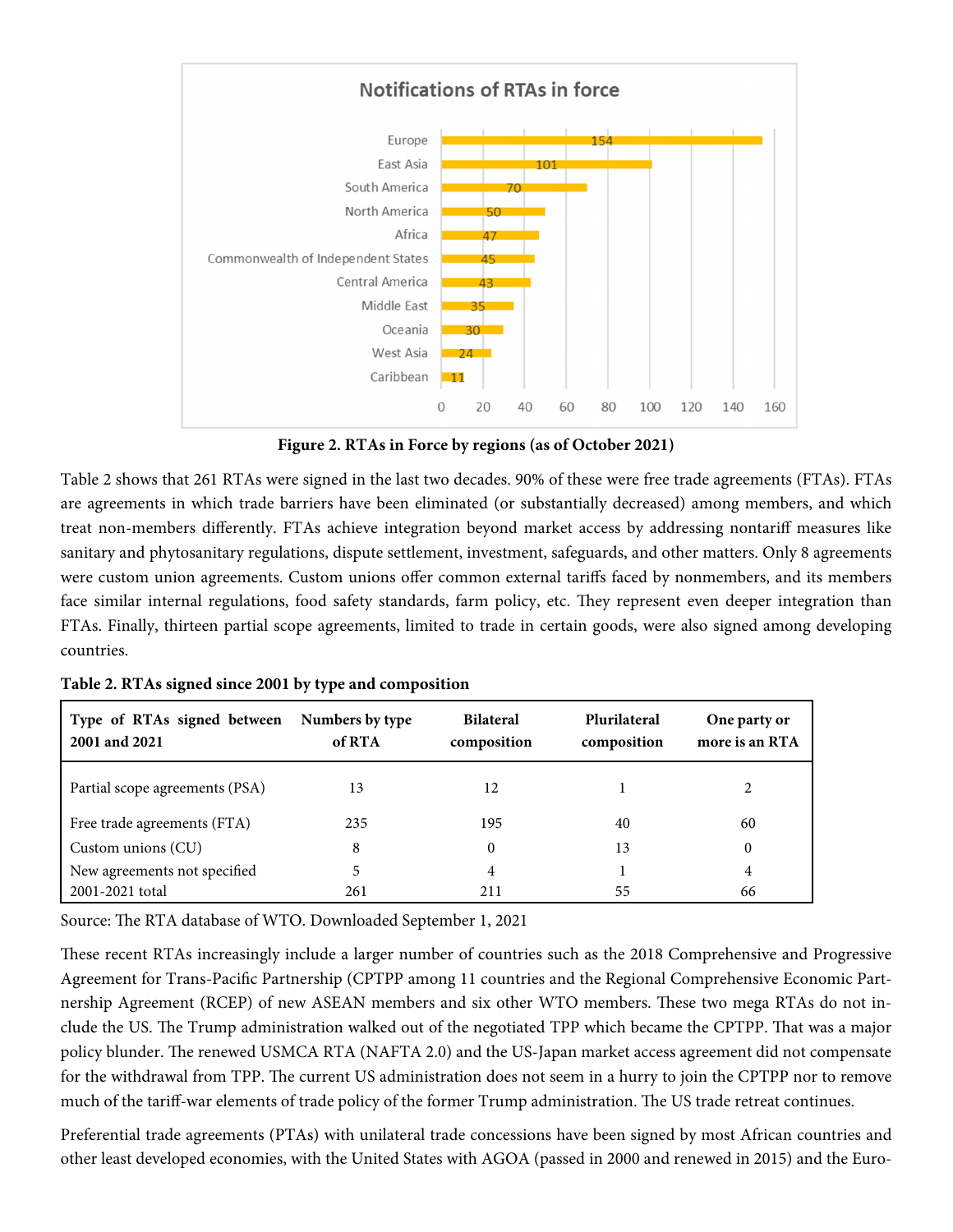**Notifications of RTAs in force**

| Region | RTAs |
|---|---|
| Europe | 154 |
| East Asia | 101 |
| South America | 70 |
| North America | 50 |
| Africa | 47 |
| Commonwealth of Independent States | 45 |
| Central America | 43 |
| Middle East | 35 |
| Oceania | 30 |
| West Asia | 24 |
| Caribbean | 11 |

**Figure 2. RTAs in Force by regions (as of October 2021)**

Table 2 shows that 261 RTAs were signed in the last two decades. 90% of these were free trade agreements (FTAs). FTAs are agreements in which trade barriers have been eliminated (or substantially decreased) among members, and which treat non-members differently. FTAs achieve integration beyond market access by addressing nontariff measures like sanitary and phytosanitary regulations, dispute settlement, investment, safeguards, and other matters. Only 8 agreements were custom union agreements. Custom unions offer common external tariffs faced by nonmembers, and its members face similar internal regulations, food safety standards, farm policy, etc. They represent even deeper integration than FTAs. Finally, thirteen partial scope agreements, limited to trade in certain goods, were also signed among developing countries.

**Table 2. RTAs signed since 2001 by type and composition**

| Type of RTAs signed between 2001 and 2021 | Numbers by type of RTA | Bilateral composition | Plurilateral composition | One party or more is an RTA |
|---|---|---|---|---|
| Partial scope agreements (PSA) | 13 | 12 | 1 | 2 |
| Free trade agreements (FTA) | 235 | 195 | 40 | 60 |
| Custom unions (CU) | 8 | 0 | 13 | 0 |
| New agreements not specified | 5 | 4 | 1 | 4 |
| 2001-2021 total | 261 | 211 | 55 | 66 |

Source: The RTA database of WTO. Downloaded September 1, 2021

These recent RTAs increasingly include a larger number of countries such as the 2018 Comprehensive and Progressive Agreement for Trans-Pacific Partnership (CPTPP among 11 countries and the Regional Comprehensive Economic Partnership Agreement (RCEP) of new ASEAN members and six other WTO members. These two mega RTAs do not include the US. The Trump administration walked out of the negotiated TPP which became the CPTPP. That was a major policy blunder. The renewed USMCA RTA (NAFTA 2.0) and the US-Japan market access agreement did not compensate for the withdrawal from TPP. The current US administration does not seem in a hurry to join the CPTPP nor to remove much of the tariff-war elements of trade policy of the former Trump administration. The US trade retreat continues.

Preferential trade agreements (PTAs) with unilateral trade concessions have been signed by most African countries and other least developed economies, with the United States with AGOA (passed in 2000 and renewed in 2015) and the Euro-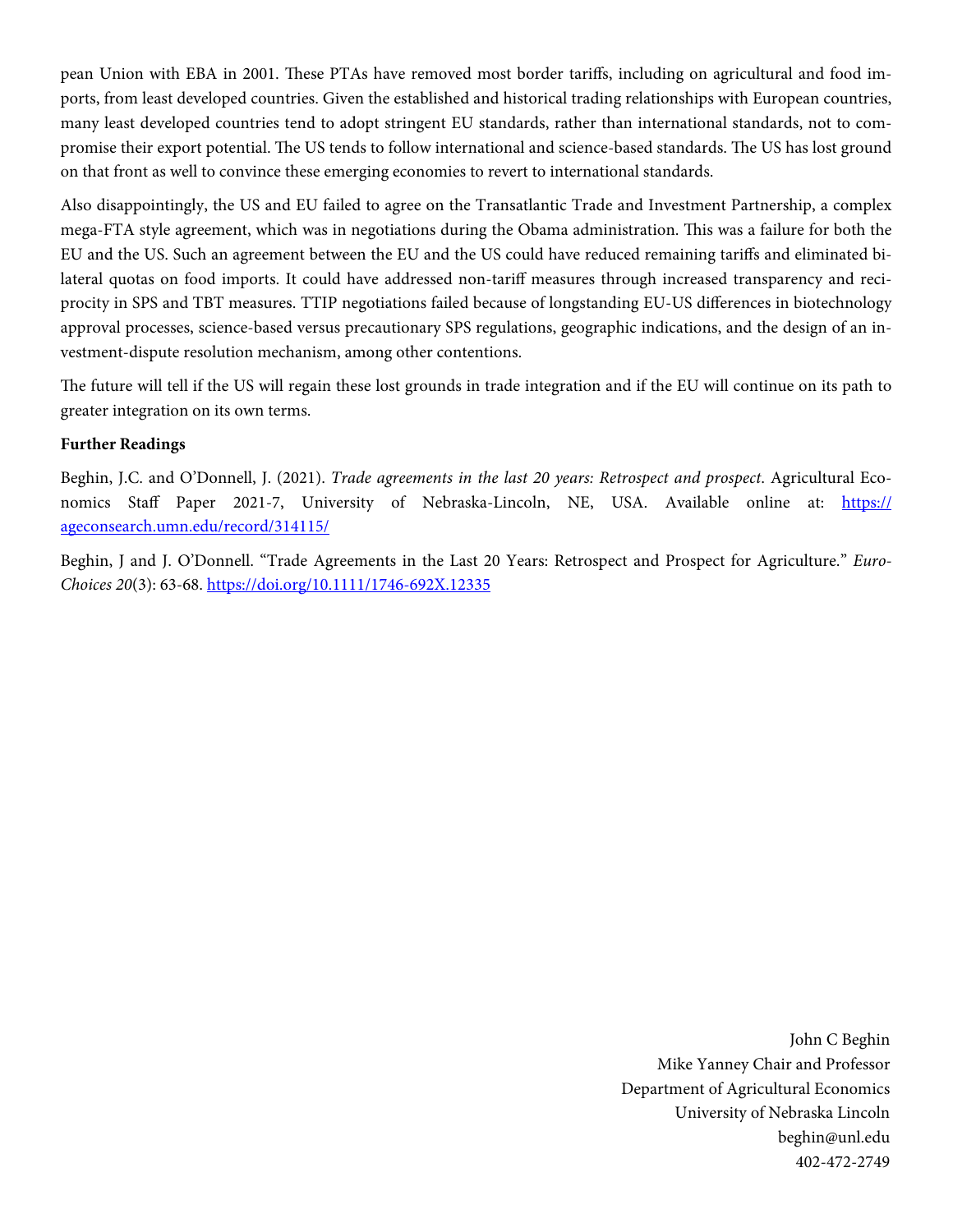pean Union with EBA in 2001. These PTAs have removed most border tariffs, including on agricultural and food imports, from least developed countries. Given the established and historical trading relationships with European countries, many least developed countries tend to adopt stringent EU standards, rather than international standards, not to compromise their export potential. The US tends to follow international and science-based standards. The US has lost ground on that front as well to convince these emerging economies to revert to international standards.

Also disappointingly, the US and EU failed to agree on the Transatlantic Trade and Investment Partnership, a complex mega-FTA style agreement, which was in negotiations during the Obama administration. This was a failure for both the EU and the US. Such an agreement between the EU and the US could have reduced remaining tariffs and eliminated bilateral quotas on food imports. It could have addressed non-tariff measures through increased transparency and reciprocity in SPS and TBT measures. TTIP negotiations failed because of longstanding EU-US differences in biotechnology approval processes, science-based versus precautionary SPS regulations, geographic indications, and the design of an investment-dispute resolution mechanism, among other contentions.

The future will tell if the US will regain these lost grounds in trade integration and if the EU will continue on its path to greater integration on its own terms.

**Further Readings**

Beghin, J.C. and O'Donnell, J. (2021). *Trade agreements in the last 20 years: Retrospect and prospect*. Agricultural Economics Staff Paper 2021-7, University of Nebraska-Lincoln, NE, USA. Available online at: https://ageconsearch.umn.edu/record/314115/

Beghin, J and J. O'Donnell. "Trade Agreements in the Last 20 Years: Retrospect and Prospect for Agriculture." *EuroChoices 20*(3): 63-68. https://doi.org/10.1111/1746-692X.12335

John C Beghin
Mike Yanney Chair and Professor
Department of Agricultural Economics
University of Nebraska Lincoln
beghin@unl.edu
402-472-2749